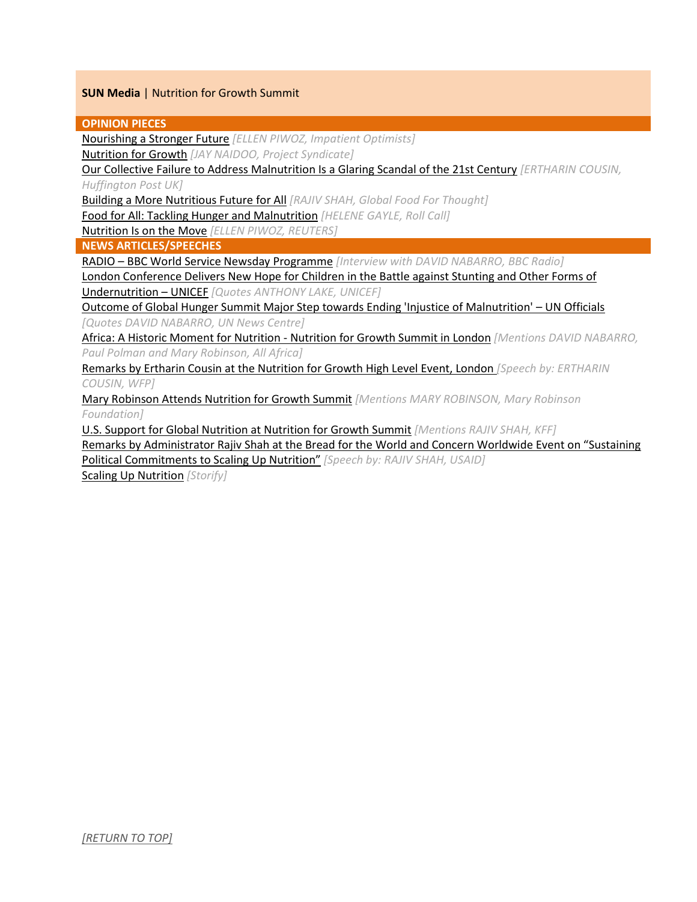**SUN Media** | Nutrition for Growth Summit

## OPINION PIECES

Nourishing a Stronger Future *[ELLEN PIWOZ, Impatient Optimists]*

Nutrition for Growth *[JAY NAIDOO, Project Syndicate]*

Our Collective Failure to Address Malnutrition Is a Glaring Scandal of the 21st Century *[ERTHARIN COUSIN, Huffington Post UK]*

Building a More Nutritious Future for All *[RAJIV SHAH, Global Food For Thought]*

Food for All: Tackling Hunger and Malnutrition *[HELENE GAYLE, Roll Call]*

Nutrition Is on the Move *[ELLEN PIWOZ, REUTERS]*

## NEWS ARTICLES/SPEECHES

RADIO – BBC World Service Newsday Programme *[Interview with DAVID NABARRO, BBC Radio]*

London Conference Delivers New Hope for Children in the Battle against Stunting and Other Forms of Undernutrition – UNICEF *[Quotes ANTHONY LAKE, UNICEF]*

Outcome of Global Hunger Summit Major Step towards Ending 'Injustice of Malnutrition' – UN Officials *[Quotes DAVID NABARRO, UN News Centre]*

Africa: A Historic Moment for Nutrition - Nutrition for Growth Summit in London *[Mentions DAVID NABARRO, Paul Polman and Mary Robinson, All Africa]*

Remarks by Ertharin Cousin at the Nutrition for Growth High Level Event, London *[Speech by: ERTHARIN COUSIN, WFP]*

Mary Robinson Attends Nutrition for Growth Summit *[Mentions MARY ROBINSON, Mary Robinson Foundation]*

U.S. Support for Global Nutrition at Nutrition for Growth Summit *[Mentions RAJIV SHAH, KFF]*

Remarks by Administrator Rajiv Shah at the Bread for the World and Concern Worldwide Event on "Sustaining Political Commitments to Scaling Up Nutrition" *[Speech by: RAJIV SHAH, USAID]*

Scaling Up Nutrition *[Storify]*

*[RETURN TO TOP]*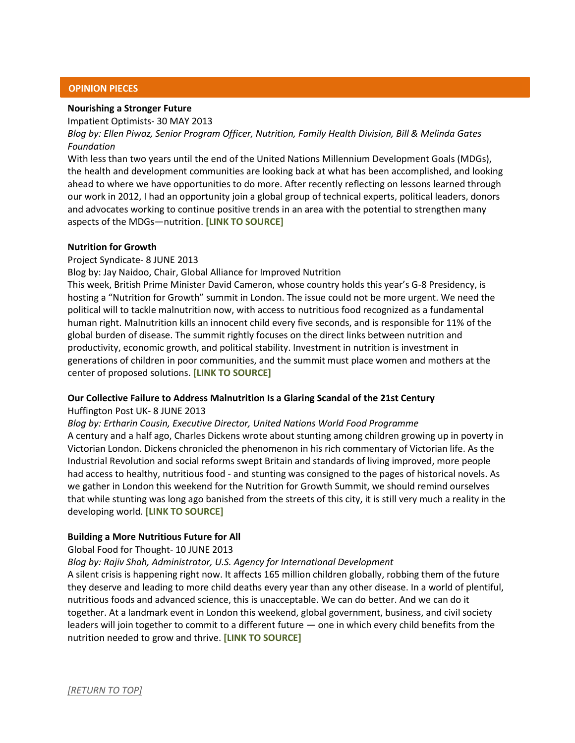## OPINION PIECES

**Nourishing a Stronger Future**

Impatient Optimists- 30 MAY 2013

*Blog by: Ellen Piwoz, Senior Program Officer, Nutrition, Family Health Division, Bill & Melinda Gates Foundation*

With less than two years until the end of the United Nations Millennium Development Goals (MDGs), the health and development communities are looking back at what has been accomplished, and looking ahead to where we have opportunities to do more. After recently reflecting on lessons learned through our work in 2012, I had an opportunity join a global group of technical experts, political leaders, donors and advocates working to continue positive trends in an area with the potential to strengthen many aspects of the MDGs—nutrition. **[LINK TO SOURCE]**

**Nutrition for Growth**

Project Syndicate- 8 JUNE 2013

Blog by: Jay Naidoo, Chair, Global Alliance for Improved Nutrition

This week, British Prime Minister David Cameron, whose country holds this year's G-8 Presidency, is hosting a "Nutrition for Growth" summit in London. The issue could not be more urgent. We need the political will to tackle malnutrition now, with access to nutritious food recognized as a fundamental human right. Malnutrition kills an innocent child every five seconds, and is responsible for 11% of the global burden of disease. The summit rightly focuses on the direct links between nutrition and productivity, economic growth, and political stability. Investment in nutrition is investment in generations of children in poor communities, and the summit must place women and mothers at the center of proposed solutions. **[LINK TO SOURCE]**

**Our Collective Failure to Address Malnutrition Is a Glaring Scandal of the 21st Century**

Huffington Post UK- 8 JUNE 2013

*Blog by: Ertharin Cousin, Executive Director, United Nations World Food Programme*

A century and a half ago, Charles Dickens wrote about stunting among children growing up in poverty in Victorian London. Dickens chronicled the phenomenon in his rich commentary of Victorian life. As the Industrial Revolution and social reforms swept Britain and standards of living improved, more people had access to healthy, nutritious food - and stunting was consigned to the pages of historical novels. As we gather in London this weekend for the Nutrition for Growth Summit, we should remind ourselves that while stunting was long ago banished from the streets of this city, it is still very much a reality in the developing world. **[LINK TO SOURCE]**

**Building a More Nutritious Future for All**

Global Food for Thought- 10 JUNE 2013

*Blog by: Rajiv Shah, Administrator, U.S. Agency for International Development*

A silent crisis is happening right now. It affects 165 million children globally, robbing them of the future they deserve and leading to more child deaths every year than any other disease. In a world of plentiful, nutritious foods and advanced science, this is unacceptable. We can do better. And we can do it together. At a landmark event in London this weekend, global government, business, and civil society leaders will join together to commit to a different future — one in which every child benefits from the nutrition needed to grow and thrive. **[LINK TO SOURCE]**

*[RETURN TO TOP]*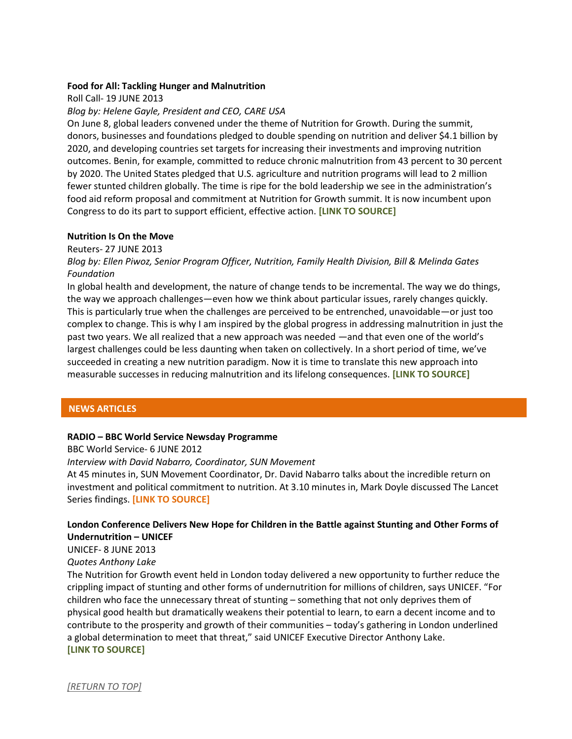**Food for All: Tackling Hunger and Malnutrition**

Roll Call- 19 JUNE 2013

*Blog by: Helene Gayle, President and CEO, CARE USA*

On June 8, global leaders convened under the theme of Nutrition for Growth. During the summit, donors, businesses and foundations pledged to double spending on nutrition and deliver $4.1 billion by 2020, and developing countries set targets for increasing their investments and improving nutrition outcomes. Benin, for example, committed to reduce chronic malnutrition from 43 percent to 30 percent by 2020. The United States pledged that U.S. agriculture and nutrition programs will lead to 2 million fewer stunted children globally. The time is ripe for the bold leadership we see in the administration's food aid reform proposal and commitment at Nutrition for Growth summit. It is now incumbent upon Congress to do its part to support efficient, effective action. **[LINK TO SOURCE]**

**Nutrition Is On the Move**

Reuters- 27 JUNE 2013

*Blog by: Ellen Piwoz, Senior Program Officer, Nutrition, Family Health Division, Bill & Melinda Gates Foundation*

In global health and development, the nature of change tends to be incremental. The way we do things, the way we approach challenges—even how we think about particular issues, rarely changes quickly. This is particularly true when the challenges are perceived to be entrenched, unavoidable—or just too complex to change. This is why I am inspired by the global progress in addressing malnutrition in just the past two years. We all realized that a new approach was needed —and that even one of the world's largest challenges could be less daunting when taken on collectively. In a short period of time, we've succeeded in creating a new nutrition paradigm. Now it is time to translate this new approach into measurable successes in reducing malnutrition and its lifelong consequences. **[LINK TO SOURCE]**

## NEWS ARTICLES

**RADIO – BBC World Service Newsday Programme**

BBC World Service- 6 JUNE 2012

*Interview with David Nabarro, Coordinator, SUN Movement*

At 45 minutes in, SUN Movement Coordinator, Dr. David Nabarro talks about the incredible return on investment and political commitment to nutrition. At 3.10 minutes in, Mark Doyle discussed The Lancet Series findings. **[LINK TO SOURCE]**

**London Conference Delivers New Hope for Children in the Battle against Stunting and Other Forms of Undernutrition – UNICEF**

UNICEF- 8 JUNE 2013

*Quotes Anthony Lake*

The Nutrition for Growth event held in London today delivered a new opportunity to further reduce the crippling impact of stunting and other forms of undernutrition for millions of children, says UNICEF. "For children who face the unnecessary threat of stunting – something that not only deprives them of physical good health but dramatically weakens their potential to learn, to earn a decent income and to contribute to the prosperity and growth of their communities – today's gathering in London underlined a global determination to meet that threat," said UNICEF Executive Director Anthony Lake.

**[LINK TO SOURCE]**

*[RETURN TO TOP]*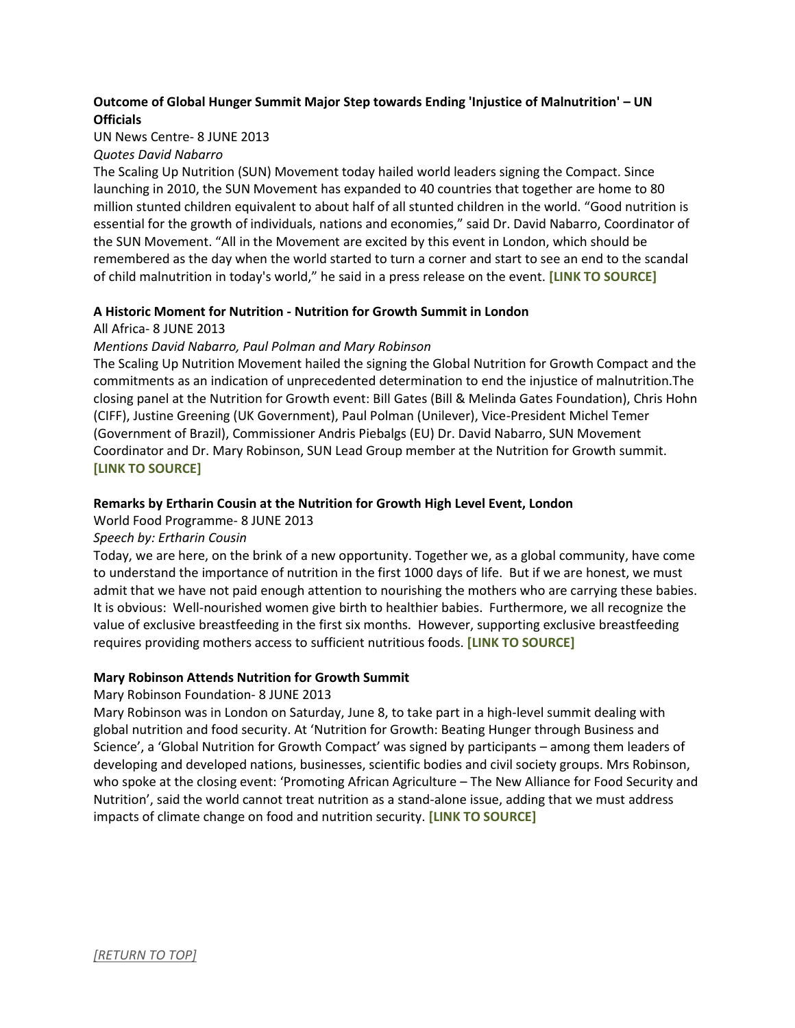**Outcome of Global Hunger Summit Major Step towards Ending 'Injustice of Malnutrition' – UN Officials**

UN News Centre- 8 JUNE 2013

*Quotes David Nabarro*

The Scaling Up Nutrition (SUN) Movement today hailed world leaders signing the Compact. Since launching in 2010, the SUN Movement has expanded to 40 countries that together are home to 80 million stunted children equivalent to about half of all stunted children in the world. "Good nutrition is essential for the growth of individuals, nations and economies," said Dr. David Nabarro, Coordinator of the SUN Movement. "All in the Movement are excited by this event in London, which should be remembered as the day when the world started to turn a corner and start to see an end to the scandal of child malnutrition in today's world," he said in a press release on the event. **[LINK TO SOURCE]**

**A Historic Moment for Nutrition - Nutrition for Growth Summit in London**

All Africa- 8 JUNE 2013

*Mentions David Nabarro, Paul Polman and Mary Robinson*

The Scaling Up Nutrition Movement hailed the signing the Global Nutrition for Growth Compact and the commitments as an indication of unprecedented determination to end the injustice of malnutrition.The closing panel at the Nutrition for Growth event: Bill Gates (Bill & Melinda Gates Foundation), Chris Hohn (CIFF), Justine Greening (UK Government), Paul Polman (Unilever), Vice-President Michel Temer (Government of Brazil), Commissioner Andris Piebalgs (EU) Dr. David Nabarro, SUN Movement Coordinator and Dr. Mary Robinson, SUN Lead Group member at the Nutrition for Growth summit. **[LINK TO SOURCE]**

**Remarks by Ertharin Cousin at the Nutrition for Growth High Level Event, London**

World Food Programme- 8 JUNE 2013

*Speech by: Ertharin Cousin*

Today, we are here, on the brink of a new opportunity. Together we, as a global community, have come to understand the importance of nutrition in the first 1000 days of life. But if we are honest, we must admit that we have not paid enough attention to nourishing the mothers who are carrying these babies. It is obvious: Well-nourished women give birth to healthier babies. Furthermore, we all recognize the value of exclusive breastfeeding in the first six months. However, supporting exclusive breastfeeding requires providing mothers access to sufficient nutritious foods. **[LINK TO SOURCE]**

**Mary Robinson Attends Nutrition for Growth Summit**

Mary Robinson Foundation- 8 JUNE 2013

Mary Robinson was in London on Saturday, June 8, to take part in a high-level summit dealing with global nutrition and food security. At 'Nutrition for Growth: Beating Hunger through Business and Science', a 'Global Nutrition for Growth Compact' was signed by participants – among them leaders of developing and developed nations, businesses, scientific bodies and civil society groups. Mrs Robinson, who spoke at the closing event: 'Promoting African Agriculture – The New Alliance for Food Security and Nutrition', said the world cannot treat nutrition as a stand-alone issue, adding that we must address impacts of climate change on food and nutrition security. **[LINK TO SOURCE]**

*[RETURN TO TOP]*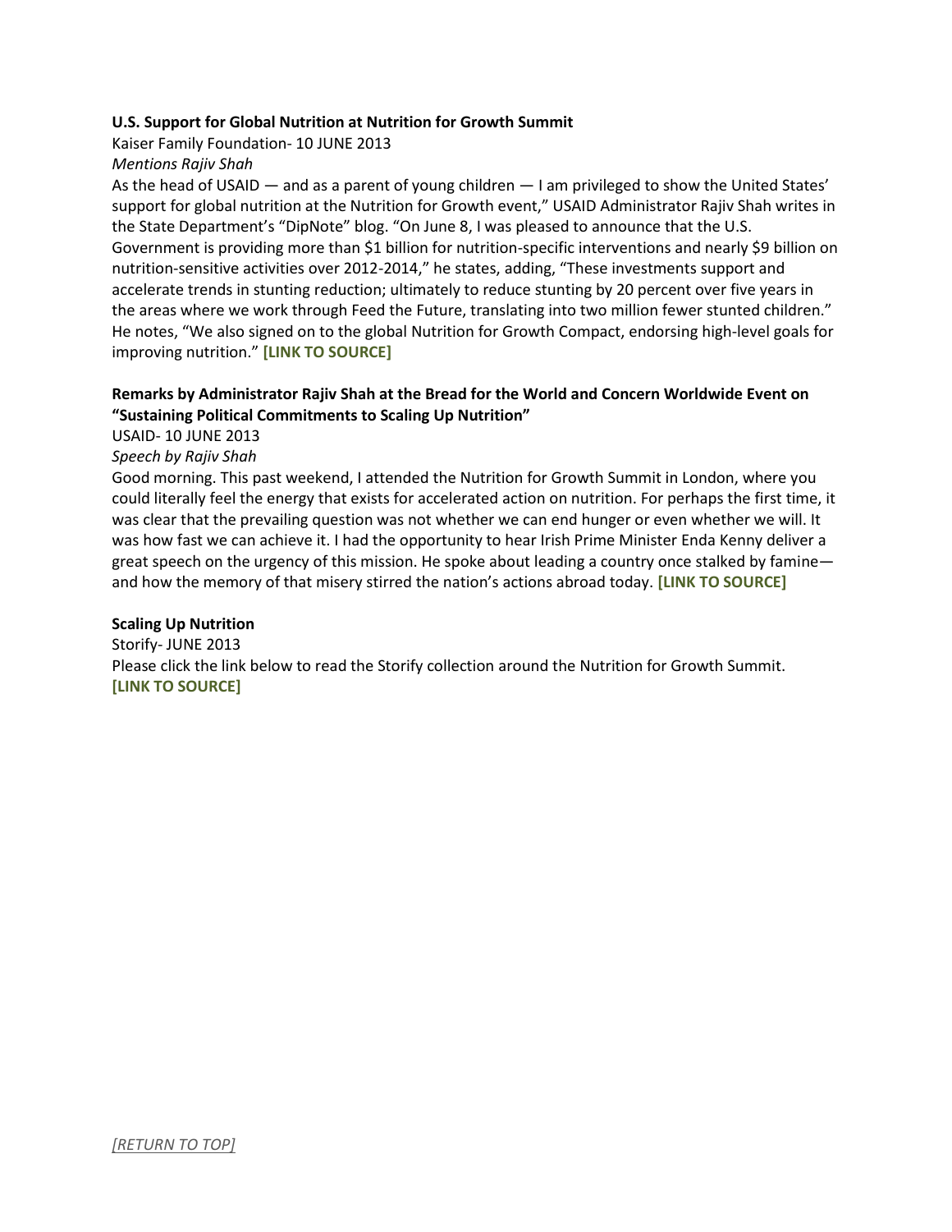**U.S. Support for Global Nutrition at Nutrition for Growth Summit**

Kaiser Family Foundation- 10 JUNE 2013

*Mentions Rajiv Shah*

As the head of USAID — and as a parent of young children — I am privileged to show the United States' support for global nutrition at the Nutrition for Growth event," USAID Administrator Rajiv Shah writes in the State Department's "DipNote" blog. "On June 8, I was pleased to announce that the U.S. Government is providing more than $1 billion for nutrition-specific interventions and nearly $9 billion on nutrition-sensitive activities over 2012-2014," he states, adding, "These investments support and accelerate trends in stunting reduction; ultimately to reduce stunting by 20 percent over five years in the areas where we work through Feed the Future, translating into two million fewer stunted children." He notes, "We also signed on to the global Nutrition for Growth Compact, endorsing high-level goals for improving nutrition." **[LINK TO SOURCE]**

**Remarks by Administrator Rajiv Shah at the Bread for the World and Concern Worldwide Event on "Sustaining Political Commitments to Scaling Up Nutrition"**

USAID- 10 JUNE 2013

*Speech by Rajiv Shah*

Good morning. This past weekend, I attended the Nutrition for Growth Summit in London, where you could literally feel the energy that exists for accelerated action on nutrition. For perhaps the first time, it was clear that the prevailing question was not whether we can end hunger or even whether we will. It was how fast we can achieve it. I had the opportunity to hear Irish Prime Minister Enda Kenny deliver a great speech on the urgency of this mission. He spoke about leading a country once stalked by famine—and how the memory of that misery stirred the nation's actions abroad today. **[LINK TO SOURCE]**

**Scaling Up Nutrition**

Storify- JUNE 2013

Please click the link below to read the Storify collection around the Nutrition for Growth Summit.

**[LINK TO SOURCE]**

*[RETURN TO TOP]*